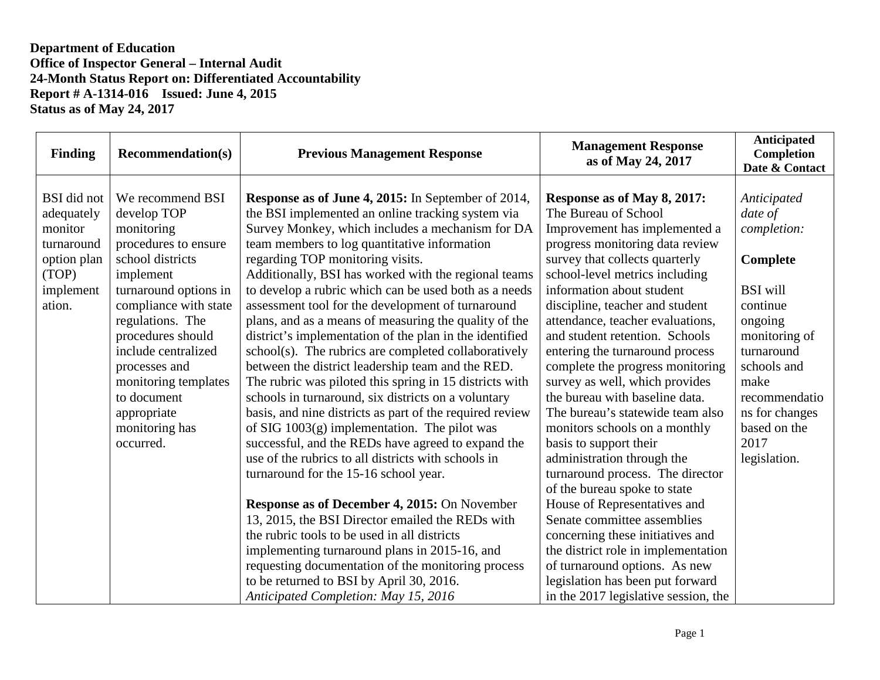**Department of Education**
**Office of Inspector General – Internal Audit**
**24-Month Status Report on: Differentiated Accountability**
**Report # A-1314-016 Issued: June 4, 2015**
**Status as of May 24, 2017**

| Finding | Recommendation(s) | Previous Management Response | Management Response as of May 24, 2017 | Anticipated Completion Date & Contact |
|---|---|---|---|---|
| BSI did not adequately monitor turnaround option plan (TOP) implementation. | We recommend BSI develop TOP monitoring procedures to ensure school districts implement turnaround options in compliance with state regulations. The procedures should include centralized processes and monitoring templates to document appropriate monitoring has occurred. | **Response as of June 4, 2015:** In September of 2014, the BSI implemented an online tracking system via Survey Monkey, which includes a mechanism for DA team members to log quantitative information regarding TOP monitoring visits.<br>Additionally, BSI has worked with the regional teams to develop a rubric which can be used both as a needs assessment tool for the development of turnaround plans, and as a means of measuring the quality of the district's implementation of the plan in the identified school(s). The rubrics are completed collaboratively between the district leadership team and the RED. The rubric was piloted this spring in 15 districts with schools in turnaround, six districts on a voluntary basis, and nine districts as part of the required review of SIG 1003(g) implementation. The pilot was successful, and the REDs have agreed to expand the use of the rubrics to all districts with schools in turnaround for the 15-16 school year.<br><br>**Response as of December 4, 2015:** On November 13, 2015, the BSI Director emailed the REDs with the rubric tools to be used in all districts implementing turnaround plans in 2015-16, and requesting documentation of the monitoring process to be returned to BSI by April 30, 2016.<br>*Anticipated Completion: May 15, 2016* | **Response as of May 8, 2017:** The Bureau of School Improvement has implemented a progress monitoring data review survey that collects quarterly school-level metrics including information about student discipline, teacher and student attendance, teacher evaluations, and student retention. Schools entering the turnaround process complete the progress monitoring survey as well, which provides the bureau with baseline data. The bureau's statewide team also monitors schools on a monthly basis to support their administration through the turnaround process. The director of the bureau spoke to state House of Representatives and Senate committee assemblies concerning these initiatives and the district role in implementation of turnaround options. As new legislation has been put forward in the 2017 legislative session, the | *Anticipated date of completion:*<br><br>**Complete**<br><br>BSI will continue ongoing monitoring of turnaround schools and make recommendations for changes based on the 2017 legislation. |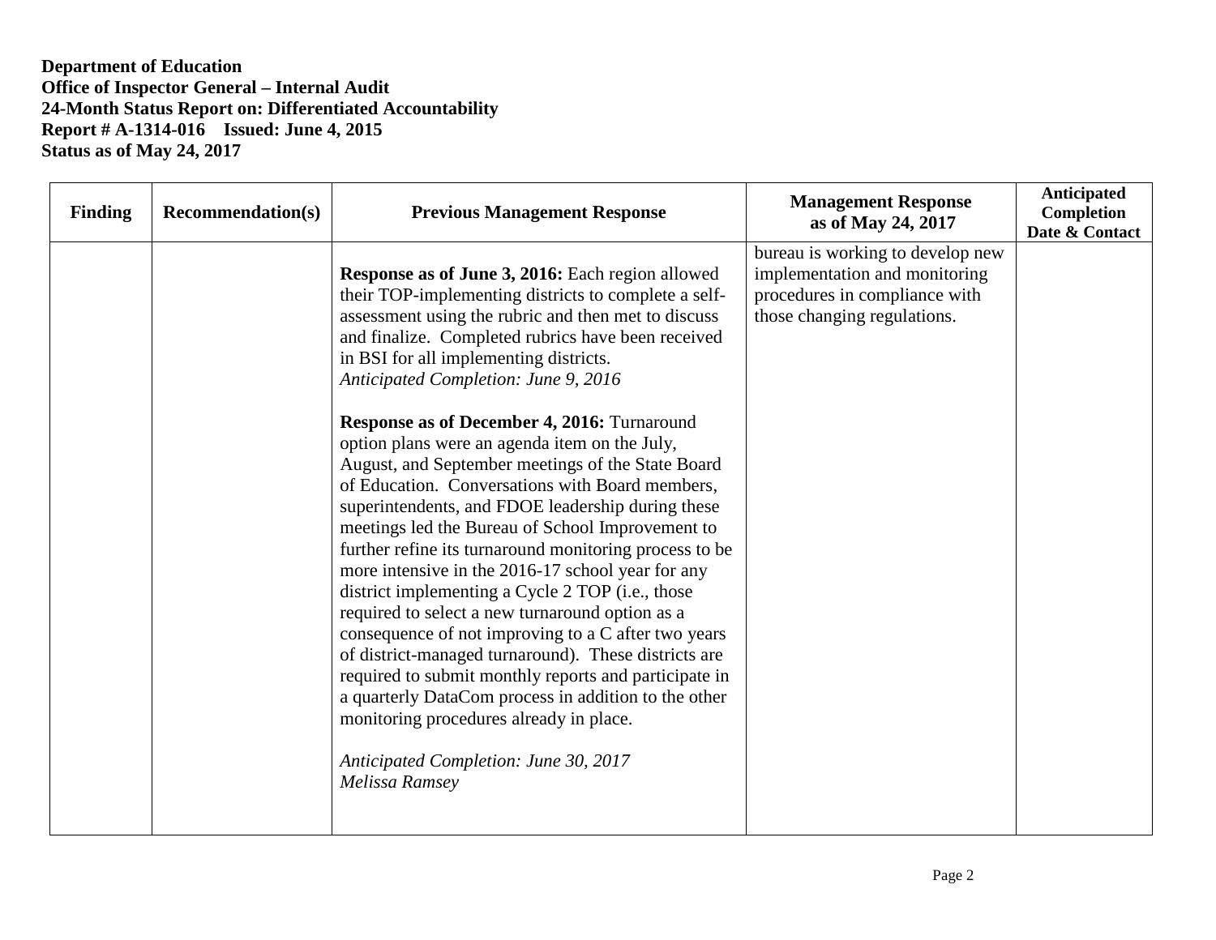**Department of Education**
**Office of Inspector General – Internal Audit**
**24-Month Status Report on: Differentiated Accountability**
**Report # A-1314-016 Issued: June 4, 2015**
**Status as of May 24, 2017**

| Finding | Recommendation(s) | Previous Management Response | Management Response as of May 24, 2017 | Anticipated Completion Date & Contact |
|---|---|---|---|---|
| | | **Response as of June 3, 2016:** Each region allowed their TOP-implementing districts to complete a self-assessment using the rubric and then met to discuss and finalize. Completed rubrics have been received in BSI for all implementing districts. *Anticipated Completion: June 9, 2016* <br><br> **Response as of December 4, 2016:** Turnaround option plans were an agenda item on the July, August, and September meetings of the State Board of Education. Conversations with Board members, superintendents, and FDOE leadership during these meetings led the Bureau of School Improvement to further refine its turnaround monitoring process to be more intensive in the 2016-17 school year for any district implementing a Cycle 2 TOP (i.e., those required to select a new turnaround option as a consequence of not improving to a C after two years of district-managed turnaround). These districts are required to submit monthly reports and participate in a quarterly DataCom process in addition to the other monitoring procedures already in place. <br><br> *Anticipated Completion: June 30, 2017* <br> *Melissa Ramsey* | bureau is working to develop new implementation and monitoring procedures in compliance with those changing regulations. | |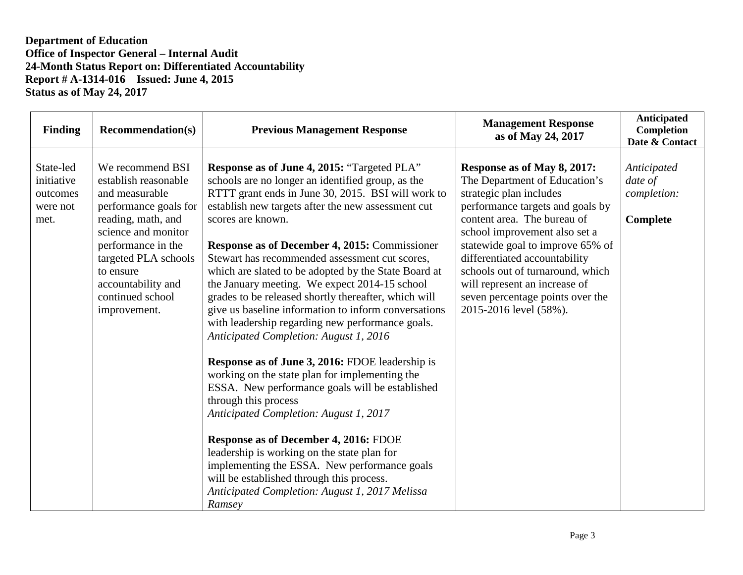**Department of Education**
**Office of Inspector General – Internal Audit**
**24-Month Status Report on: Differentiated Accountability**
**Report # A-1314-016 Issued: June 4, 2015**
**Status as of May 24, 2017**

| Finding | Recommendation(s) | Previous Management Response | Management Response as of May 24, 2017 | Anticipated Completion Date & Contact |
|---|---|---|---|---|
| State-led initiative outcomes were not met. | We recommend BSI establish reasonable and measurable performance goals for reading, math, and science and monitor performance in the targeted PLA schools to ensure accountability and continued school improvement. | **Response as of June 4, 2015:** "Targeted PLA" schools are no longer an identified group, as the RTTT grant ends in June 30, 2015. BSI will work to establish new targets after the new assessment cut scores are known.<br><br>**Response as of December 4, 2015:** Commissioner Stewart has recommended assessment cut scores, which are slated to be adopted by the State Board at the January meeting. We expect 2014-15 school grades to be released shortly thereafter, which will give us baseline information to inform conversations with leadership regarding new performance goals. *Anticipated Completion: August 1, 2016*<br><br>**Response as of June 3, 2016:** FDOE leadership is working on the state plan for implementing the ESSA. New performance goals will be established through this process *Anticipated Completion: August 1, 2017*<br><br>**Response as of December 4, 2016:** FDOE leadership is working on the state plan for implementing the ESSA. New performance goals will be established through this process. *Anticipated Completion: August 1, 2017 Melissa Ramsey* | **Response as of May 8, 2017:** The Department of Education's strategic plan includes performance targets and goals by content area. The bureau of school improvement also set a statewide goal to improve 65% of differentiated accountability schools out of turnaround, which will represent an increase of seven percentage points over the 2015-2016 level (58%). | *Anticipated date of completion:*<br><br>**Complete** |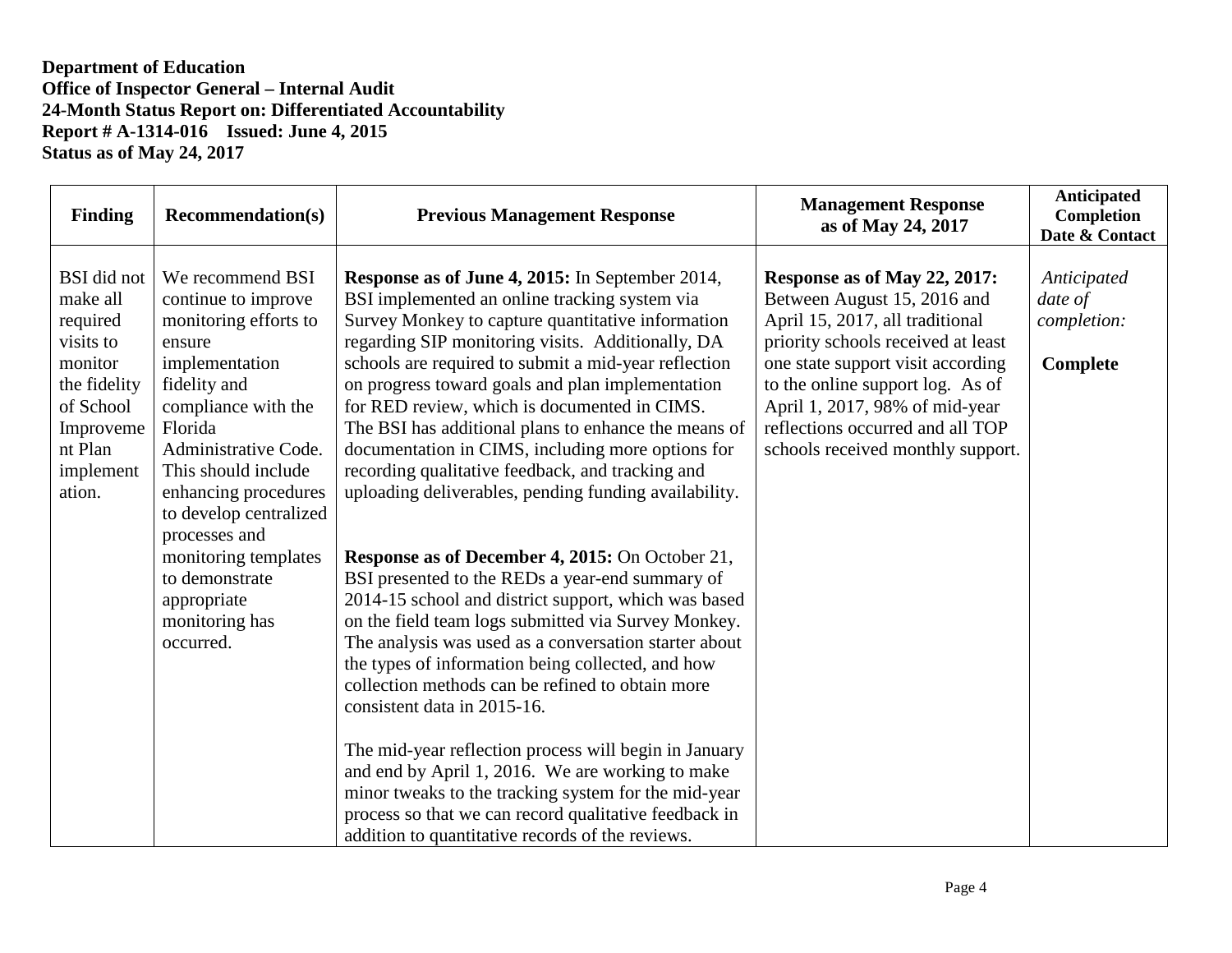**Department of Education**
**Office of Inspector General – Internal Audit**
**24-Month Status Report on: Differentiated Accountability**
**Report # A-1314-016 Issued: June 4, 2015**
**Status as of May 24, 2017**

| Finding | Recommendation(s) | Previous Management Response | Management Response as of May 24, 2017 | Anticipated Completion Date & Contact |
|---|---|---|---|---|
| BSI did not make all required visits to monitor the fidelity of School Improvement Plan implementation. | We recommend BSI continue to improve monitoring efforts to ensure implementation fidelity and compliance with the Florida Administrative Code. This should include enhancing procedures to develop centralized processes and monitoring templates to demonstrate appropriate monitoring has occurred. | **Response as of June 4, 2015:** In September 2014, BSI implemented an online tracking system via Survey Monkey to capture quantitative information regarding SIP monitoring visits. Additionally, DA schools are required to submit a mid-year reflection on progress toward goals and plan implementation for RED review, which is documented in CIMS. The BSI has additional plans to enhance the means of documentation in CIMS, including more options for recording qualitative feedback, and tracking and uploading deliverables, pending funding availability.<br><br>**Response as of December 4, 2015:** On October 21, BSI presented to the REDs a year-end summary of 2014-15 school and district support, which was based on the field team logs submitted via Survey Monkey. The analysis was used as a conversation starter about the types of information being collected, and how collection methods can be refined to obtain more consistent data in 2015-16.<br><br>The mid-year reflection process will begin in January and end by April 1, 2016. We are working to make minor tweaks to the tracking system for the mid-year process so that we can record qualitative feedback in addition to quantitative records of the reviews. | **Response as of May 22, 2017:** Between August 15, 2016 and April 15, 2017, all traditional priority schools received at least one state support visit according to the online support log. As of April 1, 2017, 98% of mid-year reflections occurred and all TOP schools received monthly support. | *Anticipated date of completion:*<br><br>**Complete** |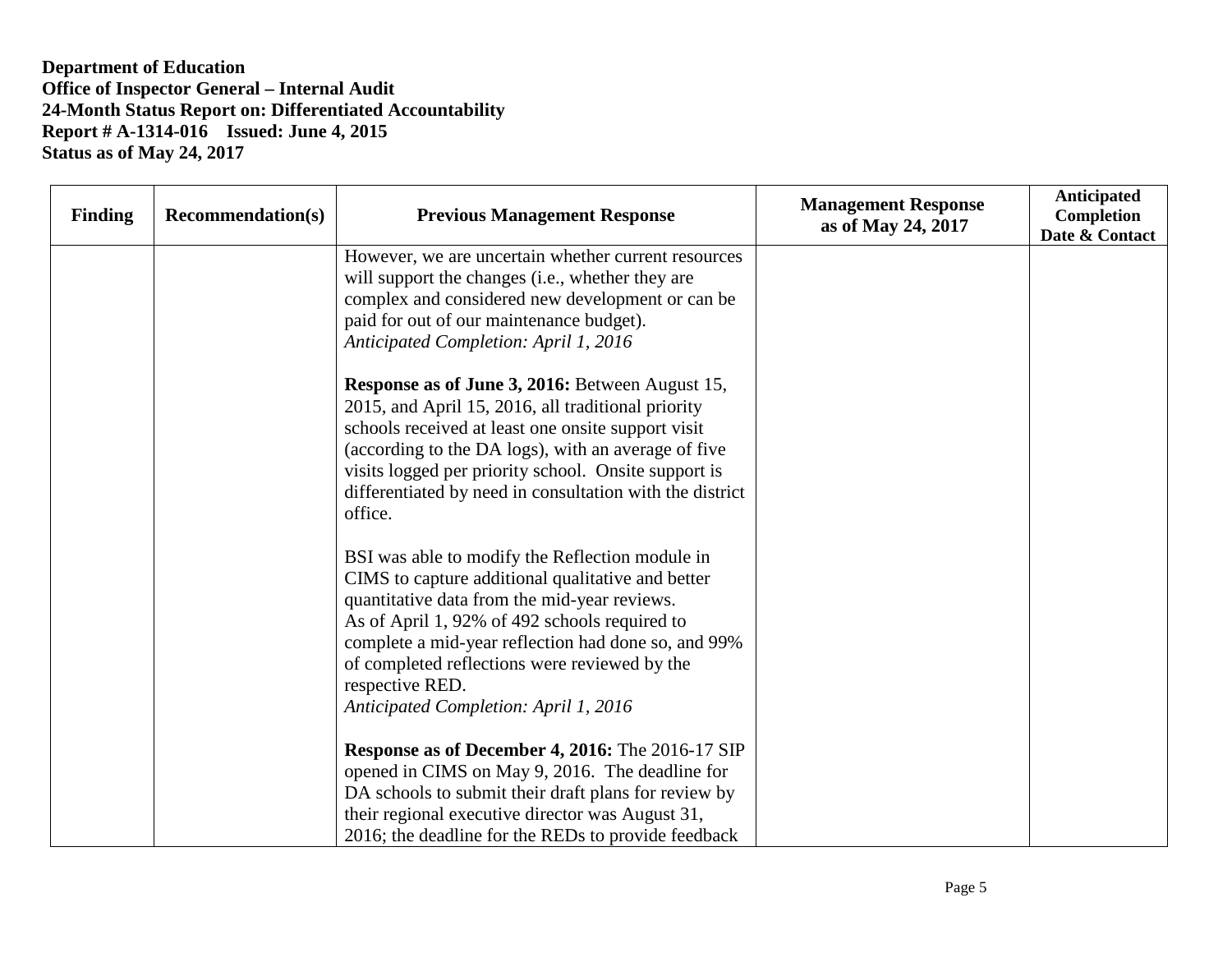**Department of Education**
**Office of Inspector General – Internal Audit**
**24-Month Status Report on: Differentiated Accountability**
**Report # A-1314-016 Issued: June 4, 2015**
**Status as of May 24, 2017**

| Finding | Recommendation(s) | Previous Management Response | Management Response as of May 24, 2017 | Anticipated Completion Date & Contact |
|---|---|---|---|---|
| | | However, we are uncertain whether current resources will support the changes (i.e., whether they are complex and considered new development or can be paid for out of our maintenance budget).<br>*Anticipated Completion: April 1, 2016*<br><br>**Response as of June 3, 2016:** Between August 15, 2015, and April 15, 2016, all traditional priority schools received at least one onsite support visit (according to the DA logs), with an average of five visits logged per priority school. Onsite support is differentiated by need in consultation with the district office.<br><br>BSI was able to modify the Reflection module in CIMS to capture additional qualitative and better quantitative data from the mid-year reviews.<br>As of April 1, 92% of 492 schools required to complete a mid-year reflection had done so, and 99% of completed reflections were reviewed by the respective RED.<br>*Anticipated Completion: April 1, 2016*<br><br>**Response as of December 4, 2016:** The 2016-17 SIP opened in CIMS on May 9, 2016. The deadline for DA schools to submit their draft plans for review by their regional executive director was August 31, 2016; the deadline for the REDs to provide feedback | | |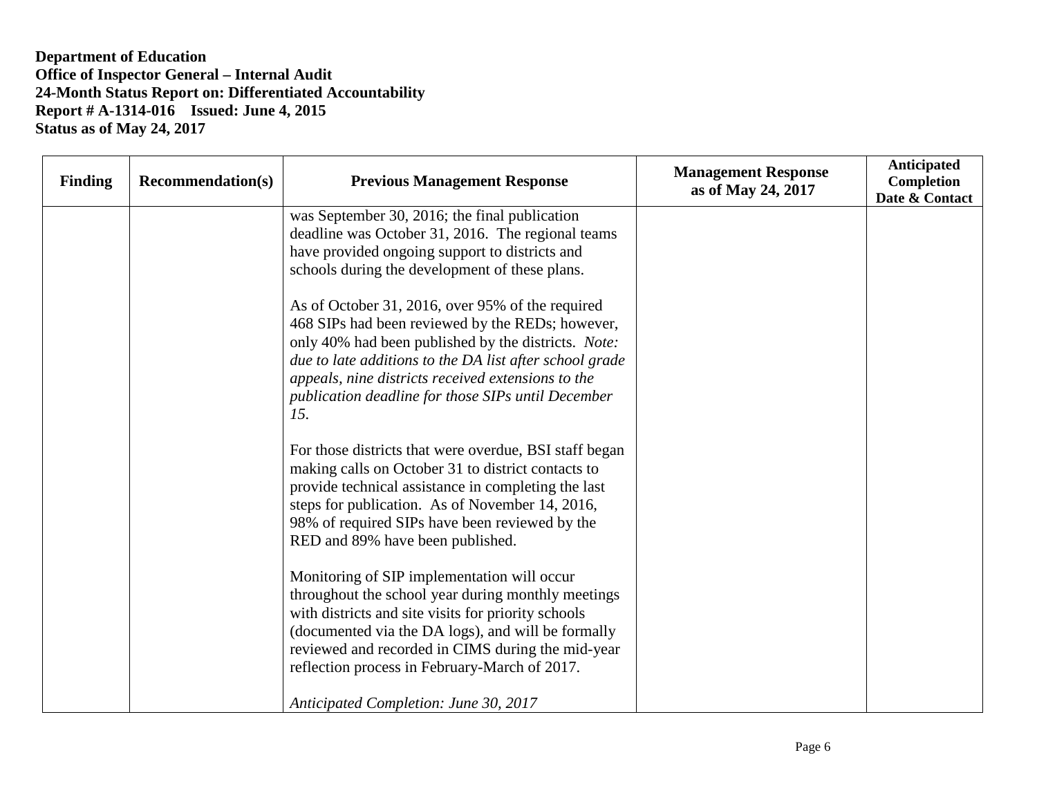**Department of Education**
**Office of Inspector General – Internal Audit**
**24-Month Status Report on: Differentiated Accountability**
**Report # A-1314-016 Issued: June 4, 2015**
**Status as of May 24, 2017**

| Finding | Recommendation(s) | Previous Management Response | Management Response as of May 24, 2017 | Anticipated Completion Date & Contact |
|---|---|---|---|---|
| | | was September 30, 2016; the final publication deadline was October 31, 2016. The regional teams have provided ongoing support to districts and schools during the development of these plans.<br><br>As of October 31, 2016, over 95% of the required 468 SIPs had been reviewed by the REDs; however, only 40% had been published by the districts. *Note: due to late additions to the DA list after school grade appeals, nine districts received extensions to the publication deadline for those SIPs until December 15.*<br><br>For those districts that were overdue, BSI staff began making calls on October 31 to district contacts to provide technical assistance in completing the last steps for publication. As of November 14, 2016, 98% of required SIPs have been reviewed by the RED and 89% have been published.<br><br>Monitoring of SIP implementation will occur throughout the school year during monthly meetings with districts and site visits for priority schools (documented via the DA logs), and will be formally reviewed and recorded in CIMS during the mid-year reflection process in February-March of 2017.<br><br>*Anticipated Completion: June 30, 2017* | | |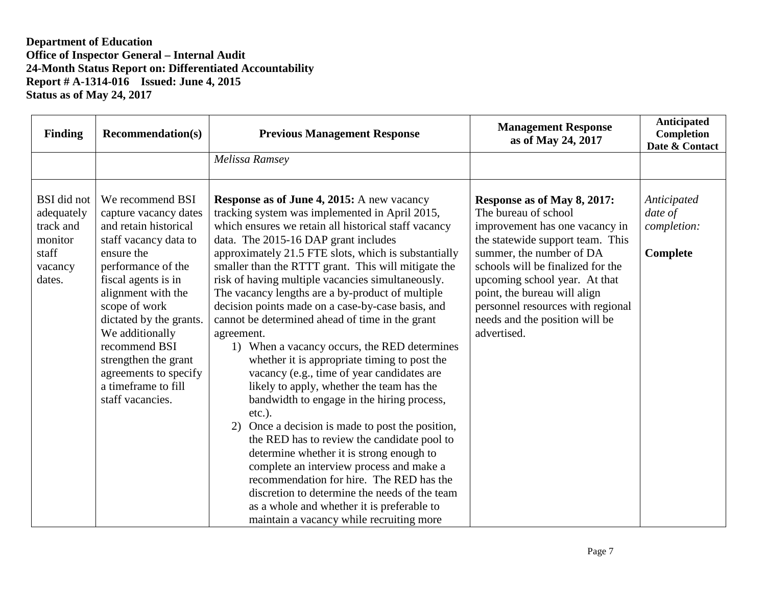**Department of Education**
**Office of Inspector General – Internal Audit**
**24-Month Status Report on: Differentiated Accountability**
**Report # A-1314-016 Issued: June 4, 2015**
**Status as of May 24, 2017**

| Finding | Recommendation(s) | Previous Management Response | Management Response as of May 24, 2017 | Anticipated Completion Date & Contact |
|---|---|---|---|---|
| | | *Melissa Ramsey* | | |
| BSI did not adequately track and monitor staff vacancy dates. | We recommend BSI capture vacancy dates and retain historical staff vacancy data to ensure the performance of the fiscal agents is in alignment with the scope of work dictated by the grants. We additionally recommend BSI strengthen the grant agreements to specify a timeframe to fill staff vacancies. | **Response as of June 4, 2015:** A new vacancy tracking system was implemented in April 2015, which ensures we retain all historical staff vacancy data. The 2015-16 DAP grant includes approximately 21.5 FTE slots, which is substantially smaller than the RTTT grant. This will mitigate the risk of having multiple vacancies simultaneously. The vacancy lengths are a by-product of multiple decision points made on a case-by-case basis, and cannot be determined ahead of time in the grant agreement.<br>1) When a vacancy occurs, the RED determines whether it is appropriate timing to post the vacancy (e.g., time of year candidates are likely to apply, whether the team has the bandwidth to engage in the hiring process, etc.).<br>2) Once a decision is made to post the position, the RED has to review the candidate pool to determine whether it is strong enough to complete an interview process and make a recommendation for hire. The RED has the discretion to determine the needs of the team as a whole and whether it is preferable to maintain a vacancy while recruiting more | **Response as of May 8, 2017:** The bureau of school improvement has one vacancy in the statewide support team. This summer, the number of DA schools will be finalized for the upcoming school year. At that point, the bureau will align personnel resources with regional needs and the position will be advertised. | *Anticipated date of completion:*<br><br>**Complete** |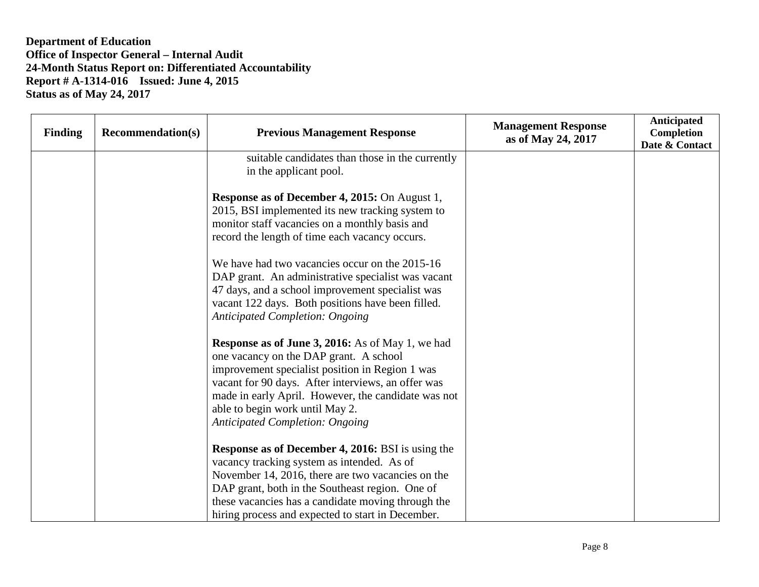**Department of Education**
**Office of Inspector General – Internal Audit**
**24-Month Status Report on: Differentiated Accountability**
**Report # A-1314-016 Issued: June 4, 2015**
**Status as of May 24, 2017**

| Finding | Recommendation(s) | Previous Management Response | Management Response as of May 24, 2017 | Anticipated Completion Date & Contact |
|---|---|---|---|---|
| | | suitable candidates than those in the currently in the applicant pool.<br><br>**Response as of December 4, 2015:** On August 1, 2015, BSI implemented its new tracking system to monitor staff vacancies on a monthly basis and record the length of time each vacancy occurs.<br><br>We have had two vacancies occur on the 2015-16 DAP grant. An administrative specialist was vacant 47 days, and a school improvement specialist was vacant 122 days. Both positions have been filled.<br>*Anticipated Completion: Ongoing*<br><br>**Response as of June 3, 2016:** As of May 1, we had one vacancy on the DAP grant. A school improvement specialist position in Region 1 was vacant for 90 days. After interviews, an offer was made in early April. However, the candidate was not able to begin work until May 2.<br>*Anticipated Completion: Ongoing*<br><br>**Response as of December 4, 2016:** BSI is using the vacancy tracking system as intended. As of November 14, 2016, there are two vacancies on the DAP grant, both in the Southeast region. One of these vacancies has a candidate moving through the hiring process and expected to start in December. | | |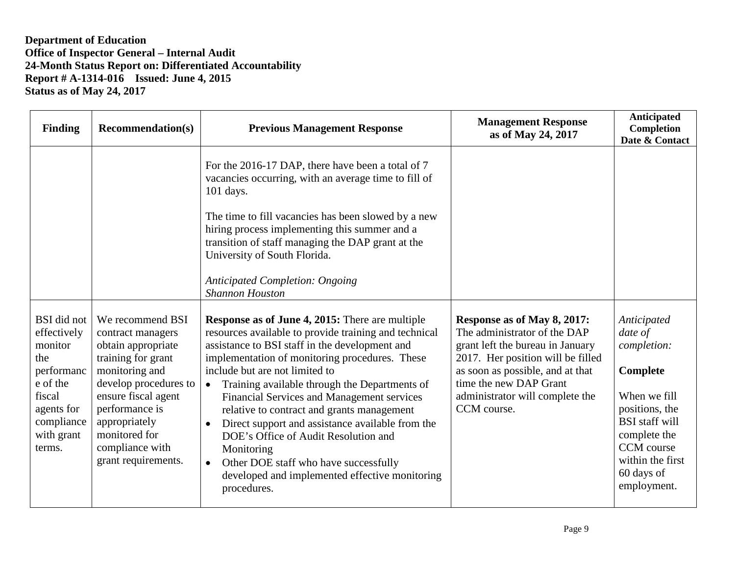**Department of Education**
**Office of Inspector General – Internal Audit**
**24-Month Status Report on: Differentiated Accountability**
**Report # A-1314-016 Issued: June 4, 2015**
**Status as of May 24, 2017**

| Finding | Recommendation(s) | Previous Management Response | Management Response as of May 24, 2017 | Anticipated Completion Date & Contact |
|---|---|---|---|---|
| | | For the 2016-17 DAP, there have been a total of 7 vacancies occurring, with an average time to fill of 101 days.<br><br>The time to fill vacancies has been slowed by a new hiring process implementing this summer and a transition of staff managing the DAP grant at the University of South Florida.<br><br>*Anticipated Completion: Ongoing*<br>*Shannon Houston* | | |
| BSI did not effectively monitor the performance of the fiscal agents for compliance with grant terms. | We recommend BSI contract managers obtain appropriate training for grant monitoring and develop procedures to ensure fiscal agent performance is appropriately monitored for compliance with grant requirements. | **Response as of June 4, 2015:** There are multiple resources available to provide training and technical assistance to BSI staff in the development and implementation of monitoring procedures. These include but are not limited to<br>• Training available through the Departments of Financial Services and Management services relative to contract and grants management<br>• Direct support and assistance available from the DOE's Office of Audit Resolution and Monitoring<br>• Other DOE staff who have successfully developed and implemented effective monitoring procedures. | **Response as of May 8, 2017:** The administrator of the DAP grant left the bureau in January 2017. Her position will be filled as soon as possible, and at that time the new DAP Grant administrator will complete the CCM course. | *Anticipated date of completion:*<br><br>**Complete**<br><br>When we fill positions, the BSI staff will complete the CCM course within the first 60 days of employment. |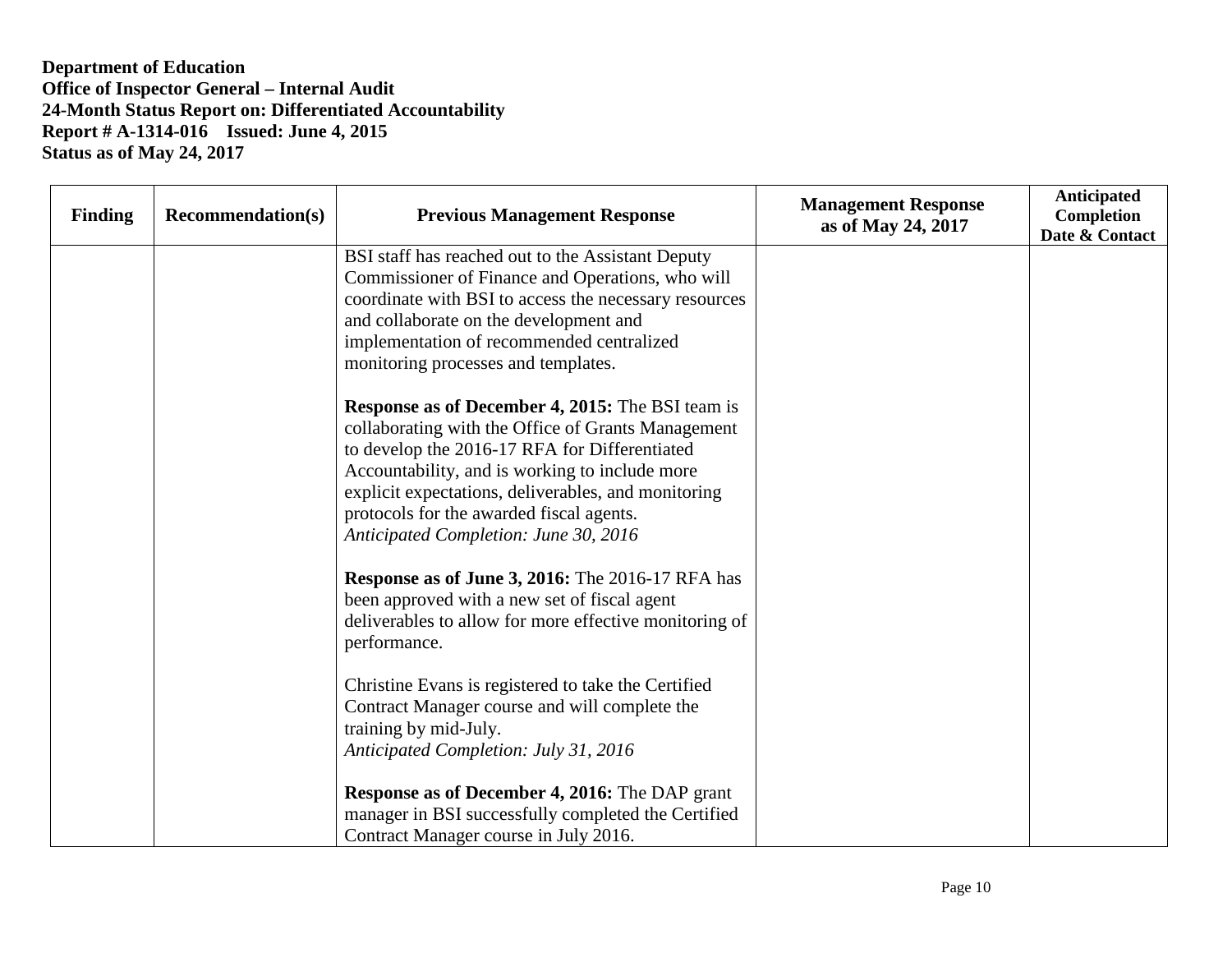**Department of Education**
**Office of Inspector General – Internal Audit**
**24-Month Status Report on: Differentiated Accountability**
**Report # A-1314-016 Issued: June 4, 2015**
**Status as of May 24, 2017**

| Finding | Recommendation(s) | Previous Management Response | Management Response as of May 24, 2017 | Anticipated Completion Date & Contact |
|---|---|---|---|---|
| | | BSI staff has reached out to the Assistant Deputy Commissioner of Finance and Operations, who will coordinate with BSI to access the necessary resources and collaborate on the development and implementation of recommended centralized monitoring processes and templates.<br><br>**Response as of December 4, 2015:** The BSI team is collaborating with the Office of Grants Management to develop the 2016-17 RFA for Differentiated Accountability, and is working to include more explicit expectations, deliverables, and monitoring protocols for the awarded fiscal agents.<br>*Anticipated Completion: June 30, 2016*<br><br>**Response as of June 3, 2016:** The 2016-17 RFA has been approved with a new set of fiscal agent deliverables to allow for more effective monitoring of performance.<br><br>Christine Evans is registered to take the Certified Contract Manager course and will complete the training by mid-July.<br>*Anticipated Completion: July 31, 2016*<br><br>**Response as of December 4, 2016:** The DAP grant manager in BSI successfully completed the Certified Contract Manager course in July 2016. | | |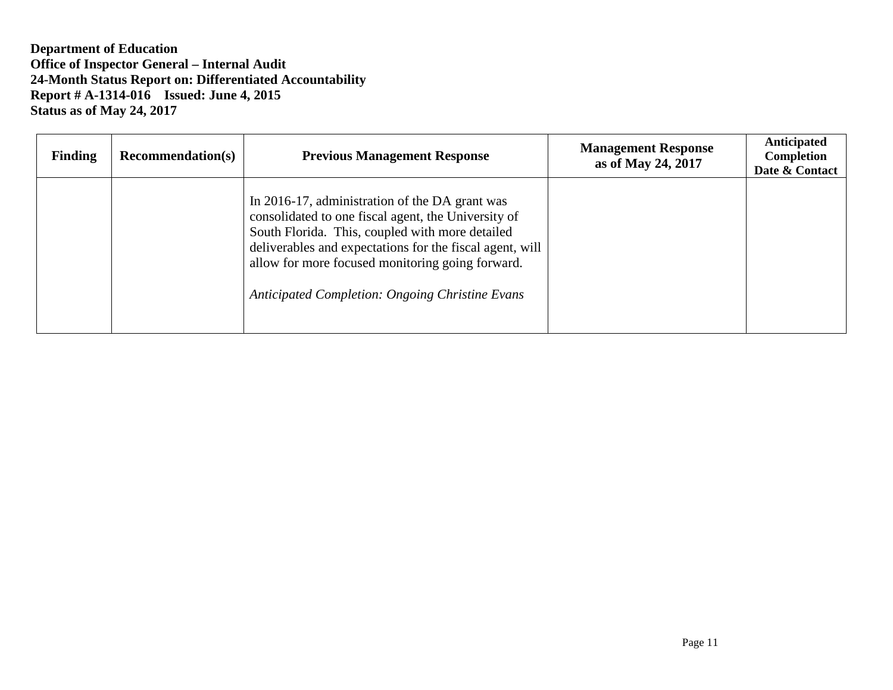**Department of Education**
**Office of Inspector General – Internal Audit**
**24-Month Status Report on: Differentiated Accountability**
**Report # A-1314-016 Issued: June 4, 2015**
**Status as of May 24, 2017**

| Finding | Recommendation(s) | Previous Management Response | Management Response as of May 24, 2017 | Anticipated Completion Date & Contact |
|---|---|---|---|---|
| | | In 2016-17, administration of the DA grant was consolidated to one fiscal agent, the University of South Florida. This, coupled with more detailed deliverables and expectations for the fiscal agent, will allow for more focused monitoring going forward.<br><br>*Anticipated Completion: Ongoing Christine Evans* | | |